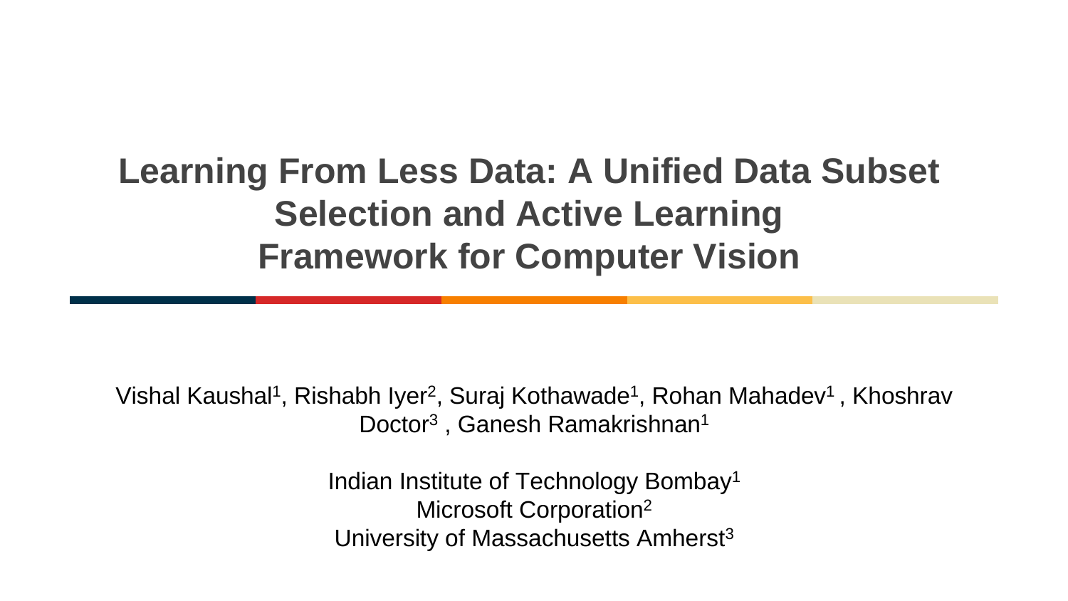# Learning From Less Data: A Unified Data Subset Selection and Active Learning Framework for Computer Vision

Vishal Kaushal[1], Rishabh Iyer[2], Suraj Kothawade[1], Rohan Mahadev[1] , Khoshrav Doctor[3] , Ganesh Ramakrishnan[1]

Indian Institute of Technology Bombay[1]
Microsoft Corporation[2]
University of Massachusetts Amherst[3]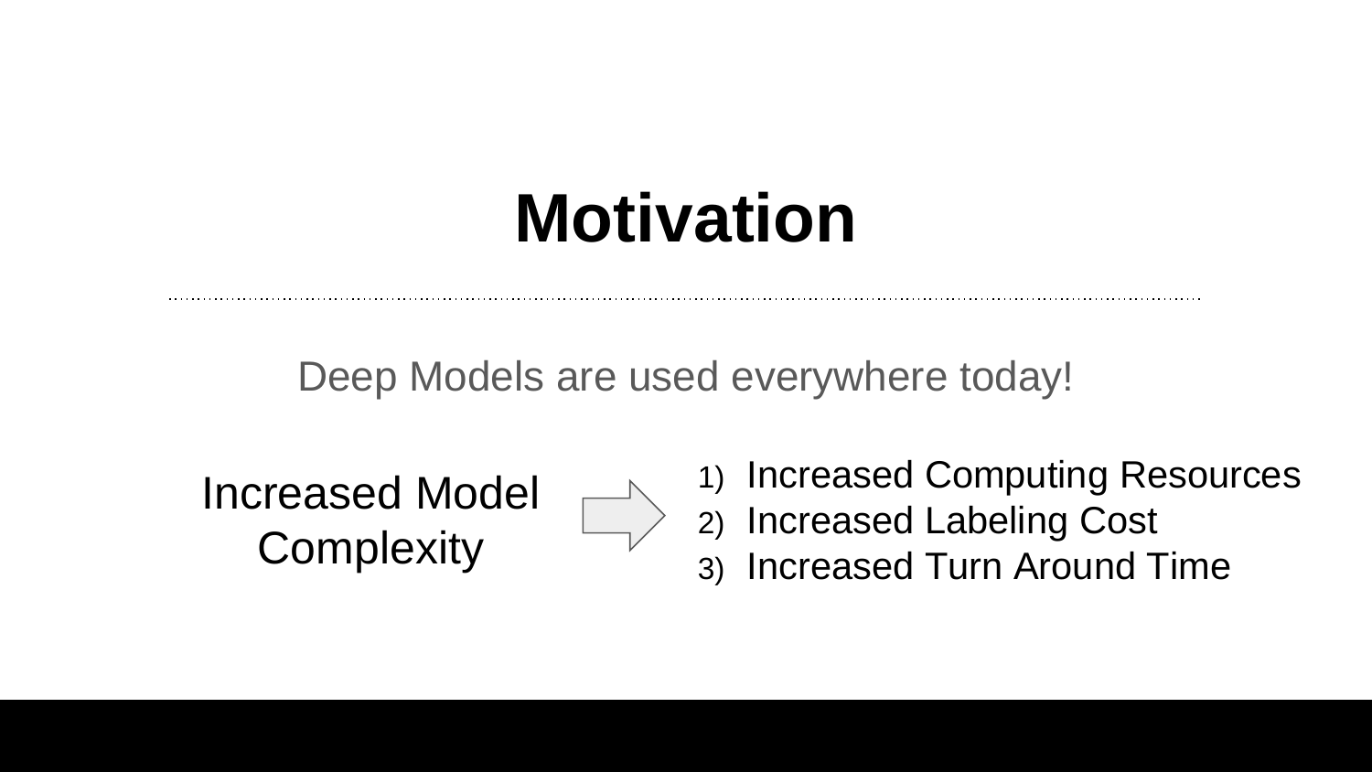# Motivation

Deep Models are used everywhere today!

Increased Model Complexity ⇨

1) Increased Computing Resources
2) Increased Labeling Cost
3) Increased Turn Around Time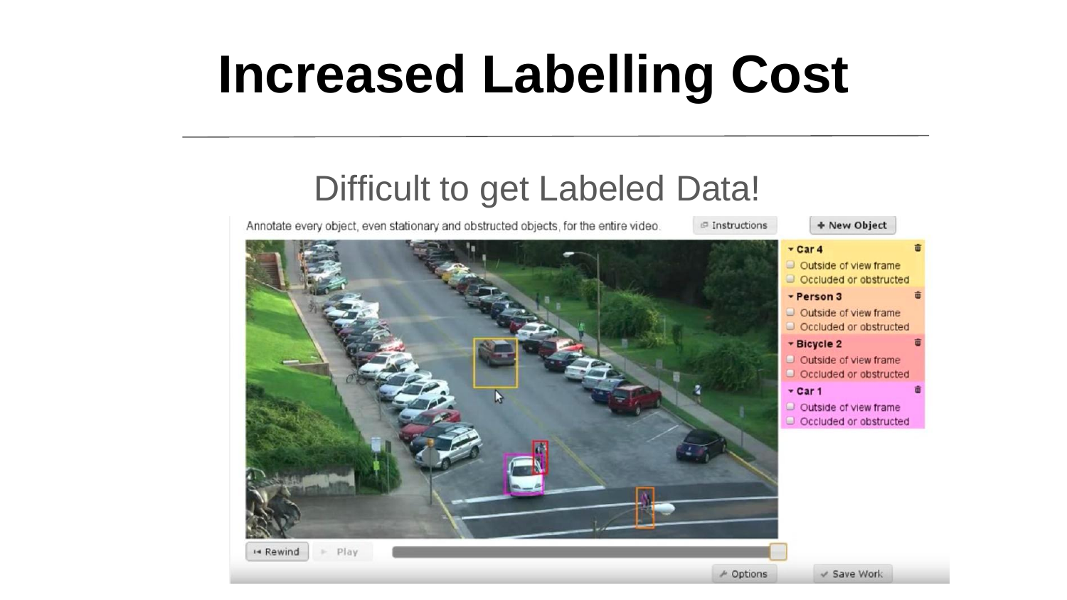# Increased Labelling Cost

Difficult to get Labeled Data!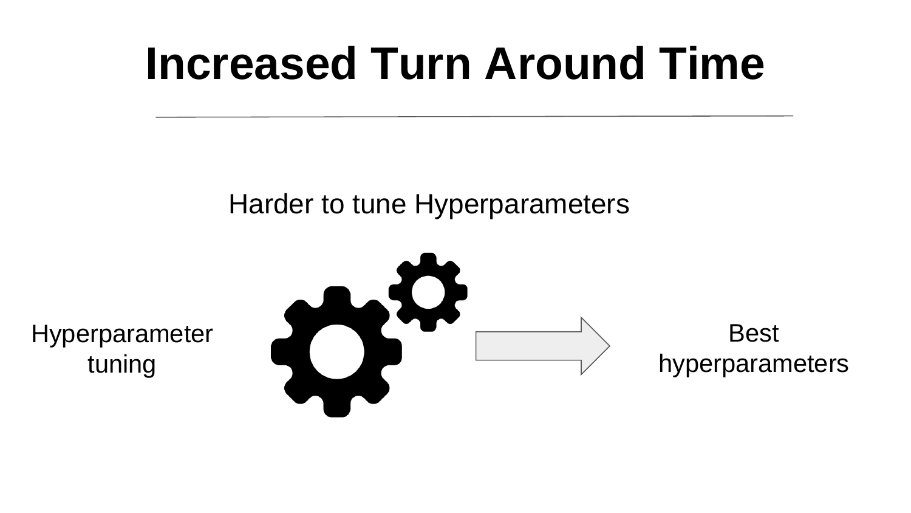# Increased Turn Around Time

Harder to tune Hyperparameters

Hyperparameter tuning

Best hyperparameters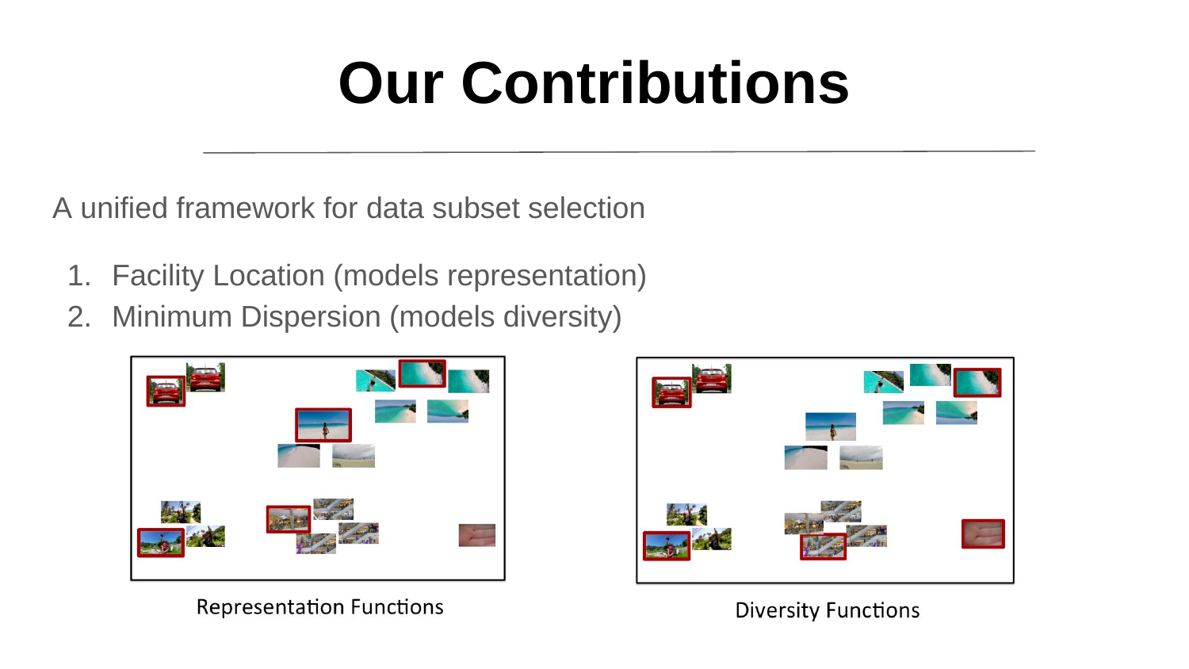# Our Contributions

A unified framework for data subset selection

1. Facility Location (models representation)
2. Minimum Dispersion (models diversity)

Representation Functions

Diversity Functions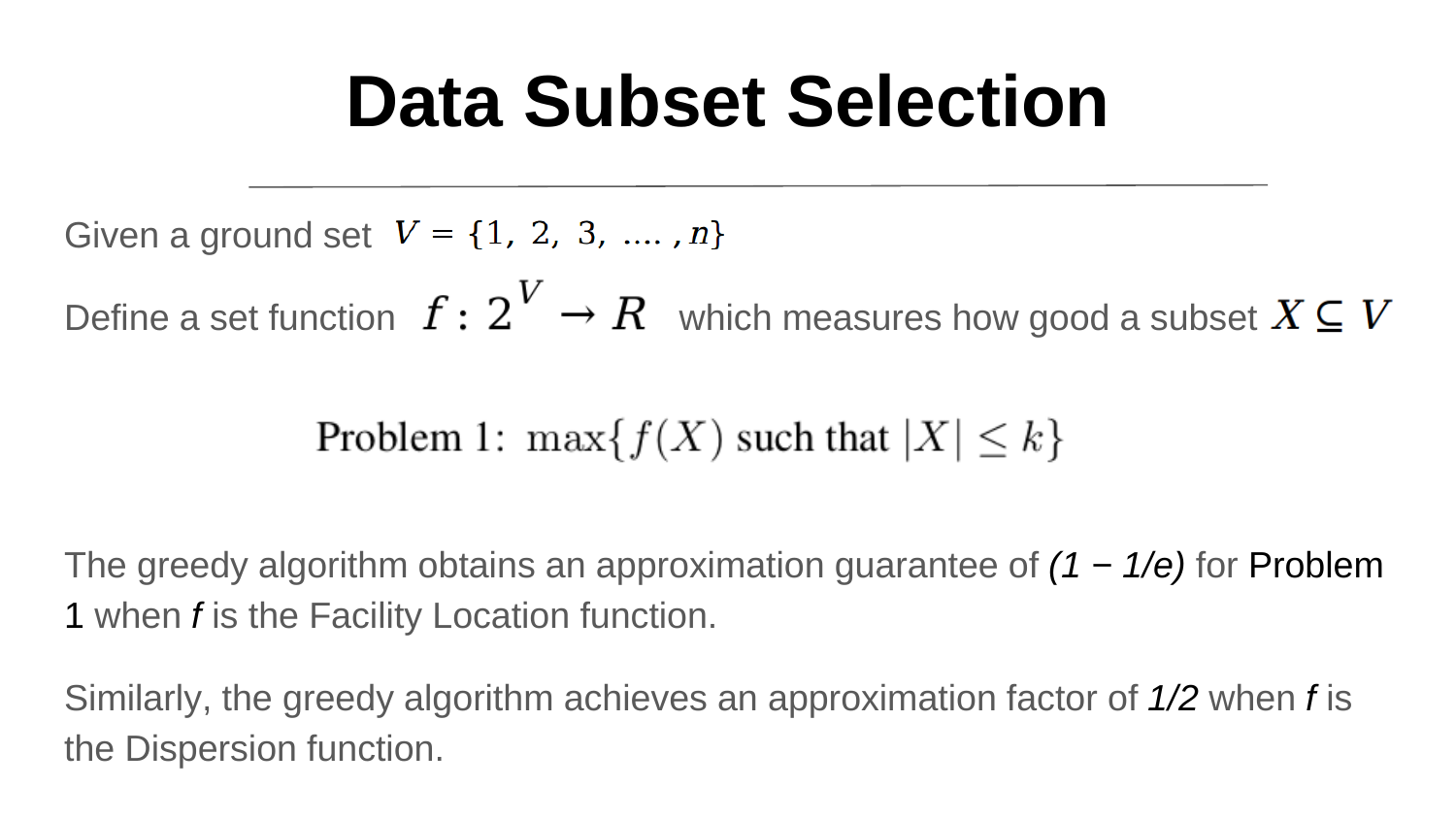# Data Subset Selection

Given a ground set $V = \{1, 2, 3, \ldots, n\}$

Define a set function $f : 2^V \rightarrow R$ which measures how good a subset $X \subseteq V$

$$\text{Problem 1: } \max\{f(X) \text{ such that } |X| \leq k\}$$

The greedy algorithm obtains an approximation guarantee of *(1 − 1/e)* for Problem 1 when *f* is the Facility Location function.

Similarly, the greedy algorithm achieves an approximation factor of *1/2* when *f* is the Dispersion function.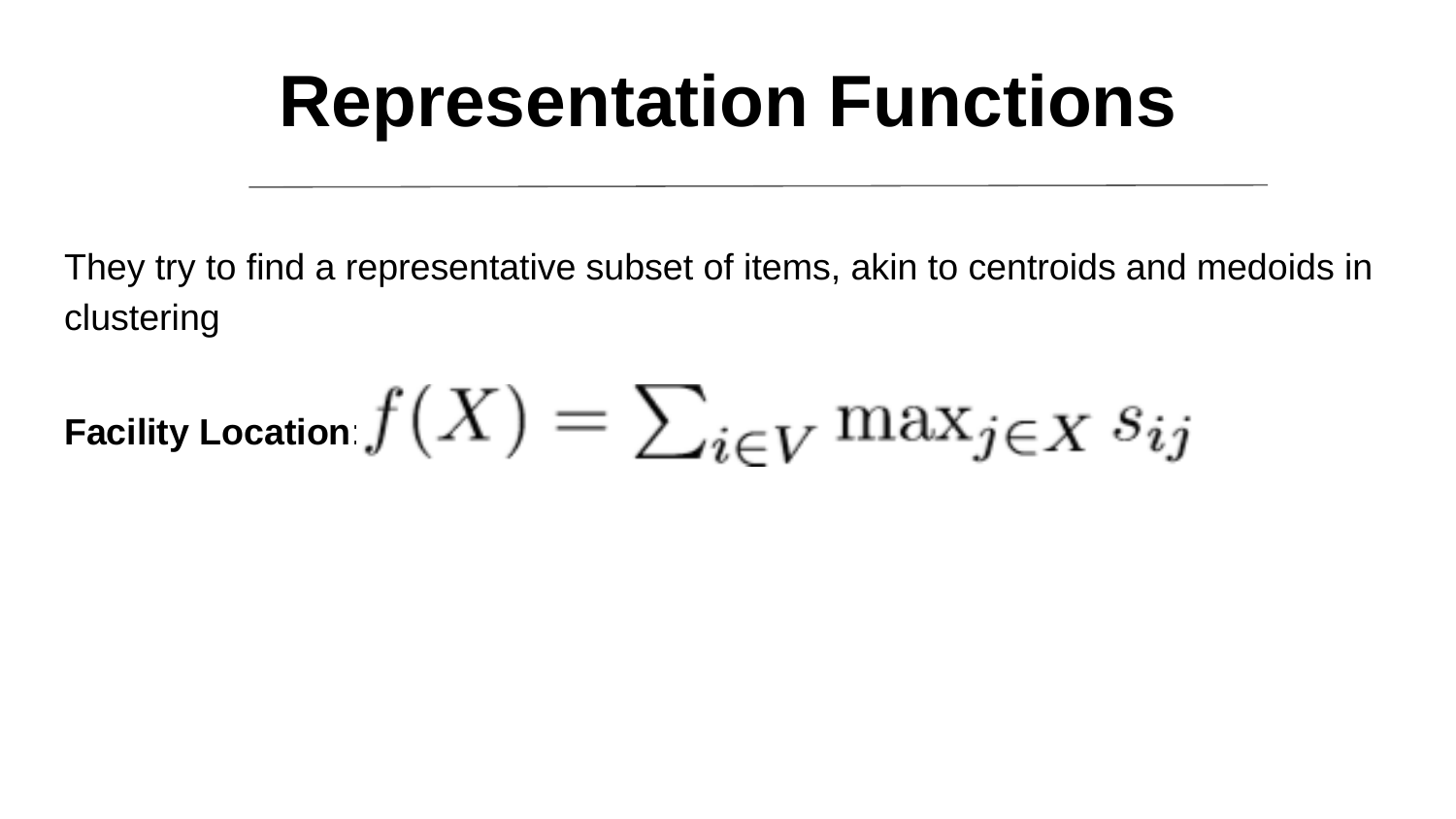# Representation Functions

They try to find a representative subset of items, akin to centroids and medoids in clustering

**Facility Location**: $f(X) = \sum_{i \in V} \max_{j \in X} s_{ij}$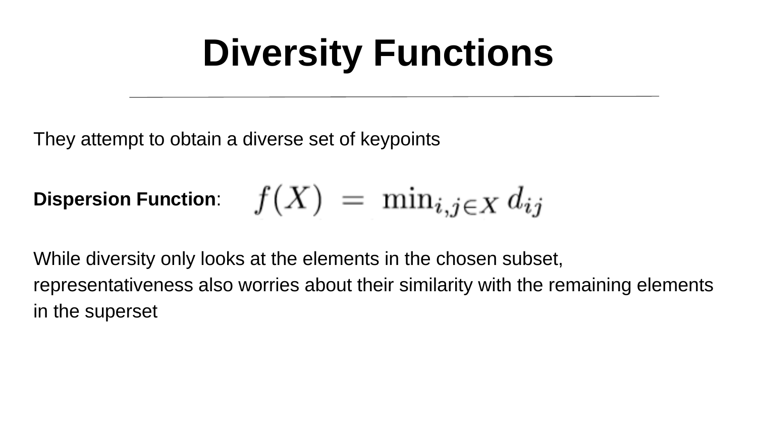# Diversity Functions

They attempt to obtain a diverse set of keypoints

**Dispersion Function**: $f(X) = \min_{i,j \in X} d_{ij}$

While diversity only looks at the elements in the chosen subset, representativeness also worries about their similarity with the remaining elements in the superset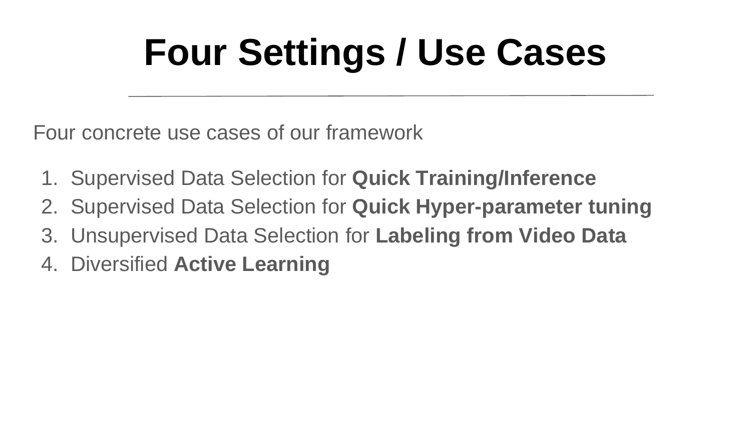# Four Settings / Use Cases

Four concrete use cases of our framework

1. Supervised Data Selection for **Quick Training/Inference**
2. Supervised Data Selection for **Quick Hyper-parameter tuning**
3. Unsupervised Data Selection for **Labeling from Video Data**
4. Diversified **Active Learning**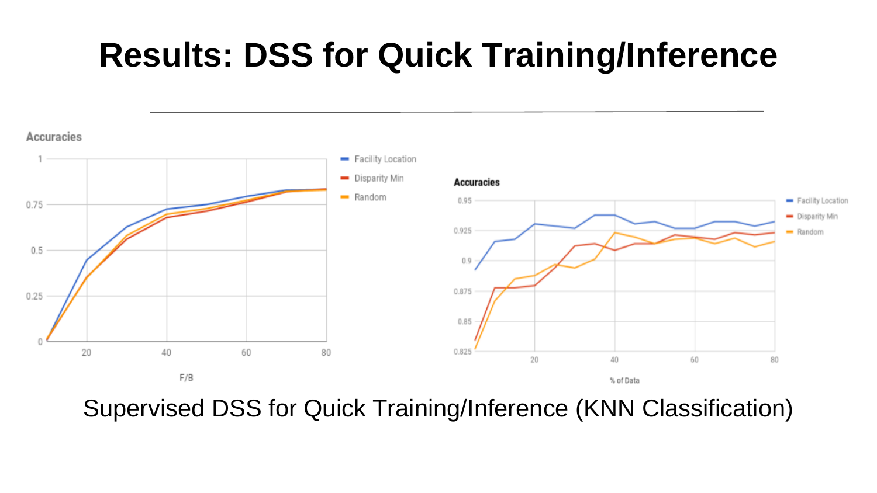# Results: DSS for Quick Training/Inference

Supervised DSS for Quick Training/Inference (KNN Classification)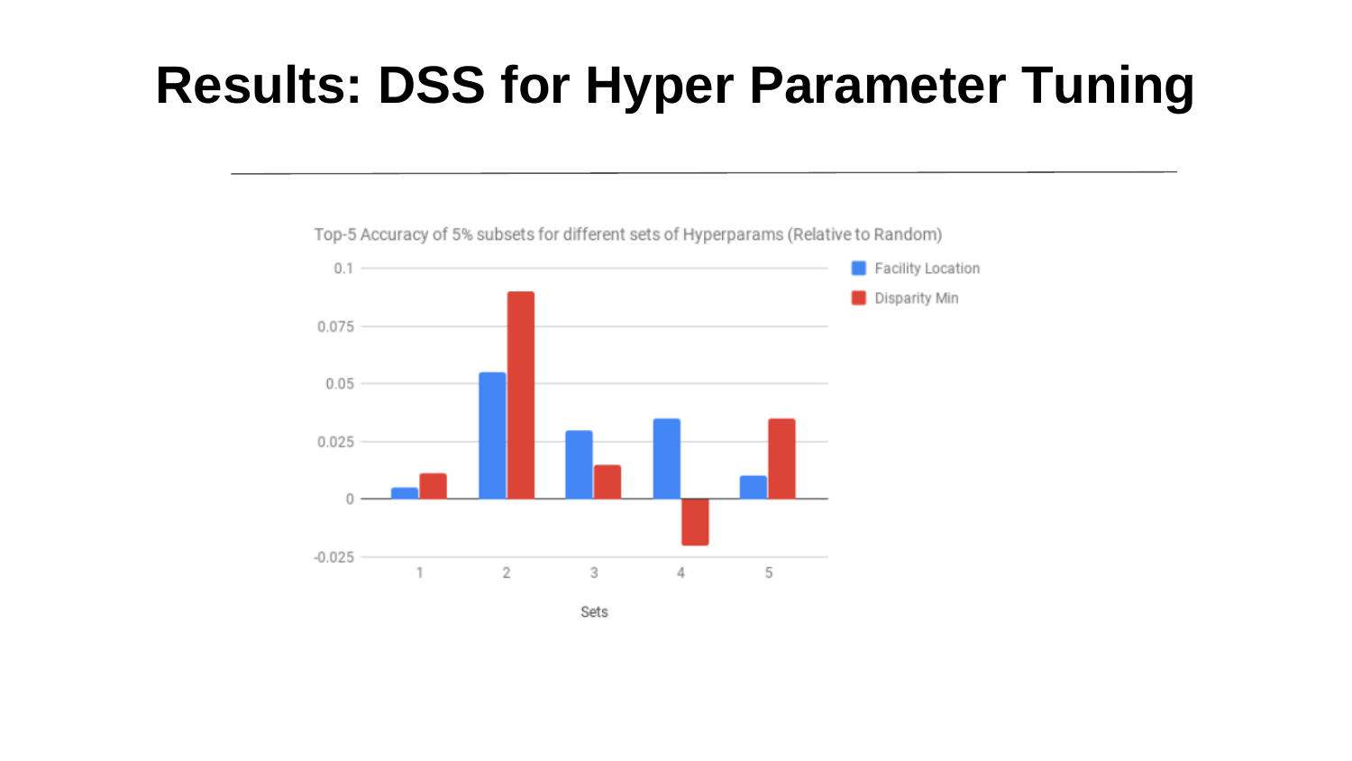# Results: DSS for Hyper Parameter Tuning

Top-5 Accuracy of 5% subsets for different sets of Hyperparams (Relative to Random)

| Sets | Facility Location | Disparity Min |
|---|---|---|
| 1 | 0.005 | 0.011 |
| 2 | 0.055 | 0.09 |
| 3 | 0.03 | 0.015 |
| 4 | 0.035 | -0.02 |
| 5 | 0.01 | 0.035 |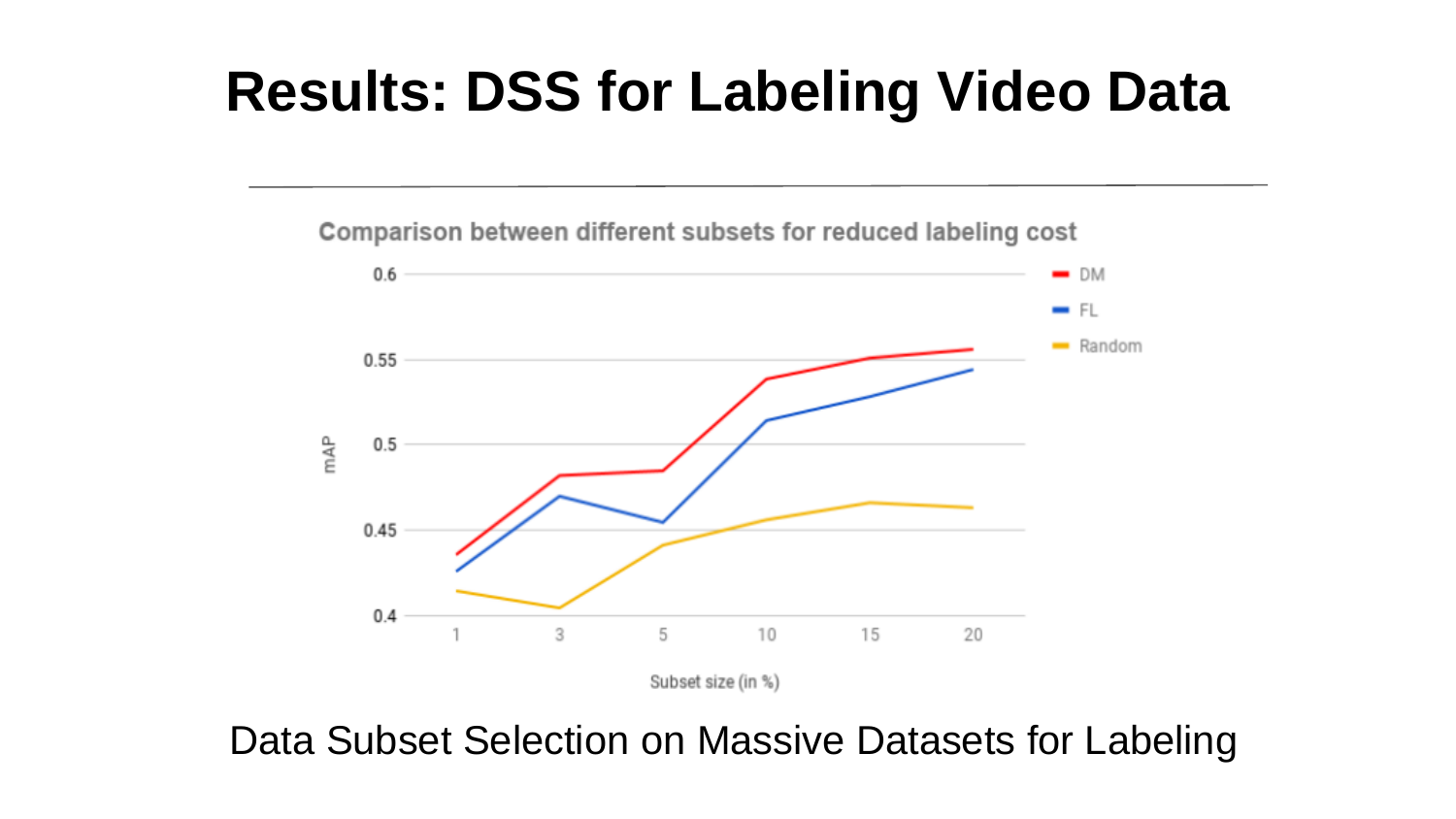# Results: DSS for Labeling Video Data

Comparison between different subsets for reduced labeling cost

Data Subset Selection on Massive Datasets for Labeling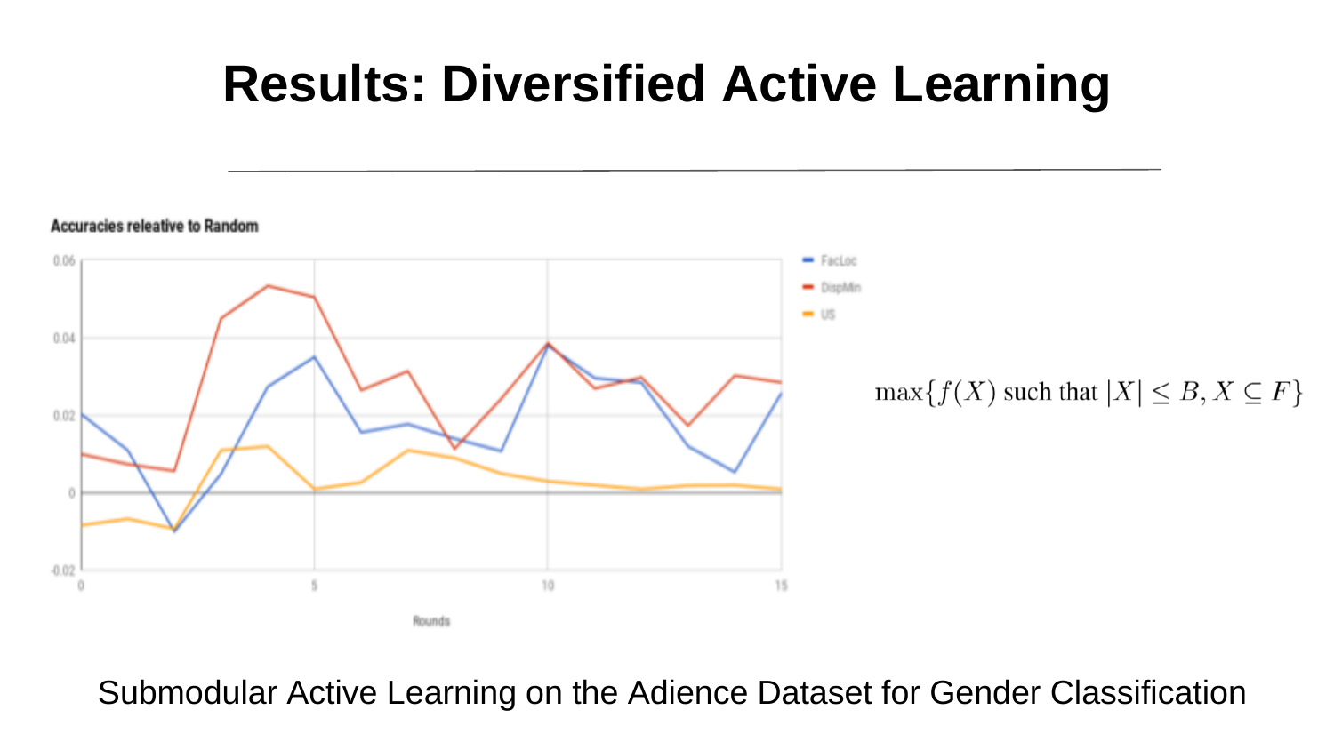# Results: Diversified Active Learning

Accuracies releative to Random

0.06
0.04
0.02
0
-0.02

0
5
10
15

Rounds

FacLoc
DispMin
US

$$\max\{f(X) \text{ such that } |X| \leq B, X \subseteq F\}$$

Submodular Active Learning on the Adience Dataset for Gender Classification